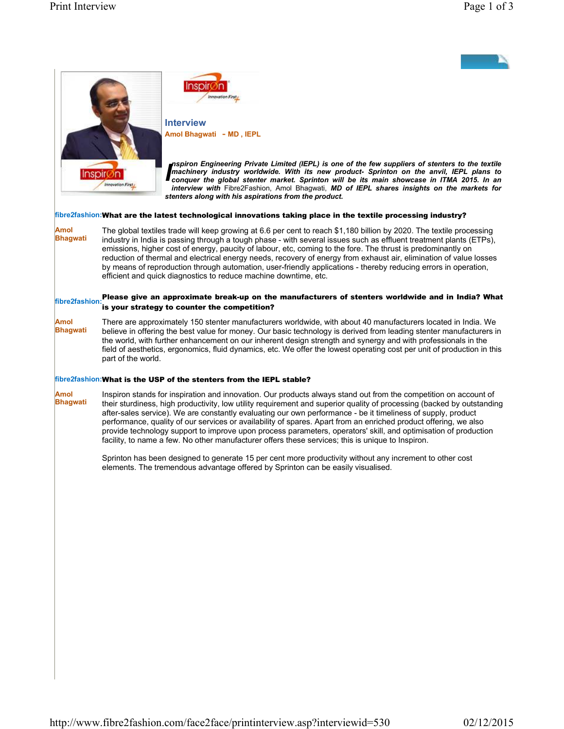## Interview

**Amol Bhagwati - MD , IEPL**

*Inspiron Engineering Private Limited (IEPL) is one of the few suppliers of stenters to the textile machinery industry worldwide. With its new product- Sprinton on the anvil, IEPL plans to conquer the global stenter market. Sprinton will be its main showcase in ITMA 2015. In an interview with* Fibre2Fashion, Amol Bhagwati, *MD of IEPL shares insights on the markets for stenters along with his aspirations from the product.*

**fibre2fashion: What are the latest technological innovations taking place in the textile processing industry?**

**Amol Bhagwati:** The global textiles trade will keep growing at 6.6 per cent to reach $1,180 billion by 2020. The textile processing industry in India is passing through a tough phase - with several issues such as effluent treatment plants (ETPs), emissions, higher cost of energy, paucity of labour, etc, coming to the fore. The thrust is predominantly on reduction of thermal and electrical energy needs, recovery of energy from exhaust air, elimination of value losses by means of reproduction through automation, user-friendly applications - thereby reducing errors in operation, efficient and quick diagnostics to reduce machine downtime, etc.

**fibre2fashion: Please give an approximate break-up on the manufacturers of stenters worldwide and in India? What is your strategy to counter the competition?**

**Amol Bhagwati:** There are approximately 150 stenter manufacturers worldwide, with about 40 manufacturers located in India. We believe in offering the best value for money. Our basic technology is derived from leading stenter manufacturers in the world, with further enhancement on our inherent design strength and synergy and with professionals in the field of aesthetics, ergonomics, fluid dynamics, etc. We offer the lowest operating cost per unit of production in this part of the world.

**fibre2fashion: What is the USP of the stenters from the IEPL stable?**

**Amol Bhagwati:** Inspiron stands for inspiration and innovation. Our products always stand out from the competition on account of their sturdiness, high productivity, low utility requirement and superior quality of processing (backed by outstanding after-sales service). We are constantly evaluating our own performance - be it timeliness of supply, product performance, quality of our services or availability of spares. Apart from an enriched product offering, we also provide technology support to improve upon process parameters, operators' skill, and optimisation of production facility, to name a few. No other manufacturer offers these services; this is unique to Inspiron.

Sprinton has been designed to generate 15 per cent more productivity without any increment to other cost elements. The tremendous advantage offered by Sprinton can be easily visualised.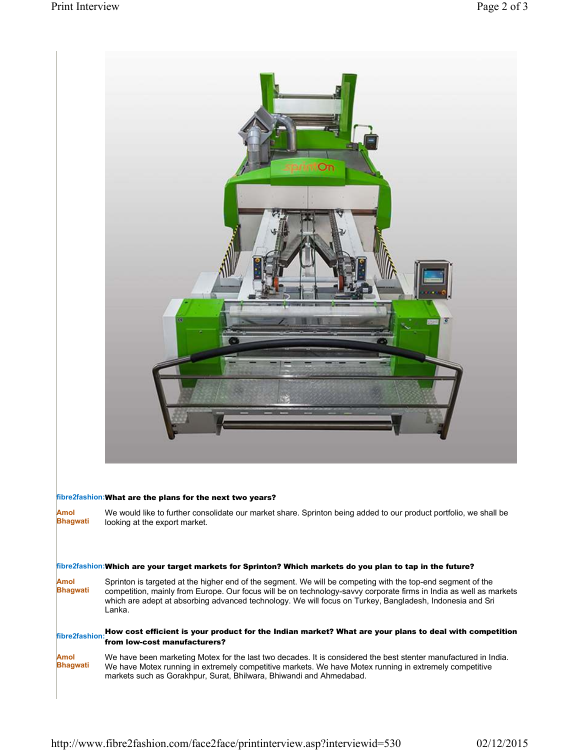**fibre2fashion: What are the plans for the next two years?**

**Amol Bhagwati**
We would like to further consolidate our market share. Sprinton being added to our product portfolio, we shall be looking at the export market.

**fibre2fashion: Which are your target markets for Sprinton? Which markets do you plan to tap in the future?**

**Amol Bhagwati**
Sprinton is targeted at the higher end of the segment. We will be competing with the top-end segment of the competition, mainly from Europe. Our focus will be on technology-savvy corporate firms in India as well as markets which are adept at absorbing advanced technology. We will focus on Turkey, Bangladesh, Indonesia and Sri Lanka.

**fibre2fashion: How cost efficient is your product for the Indian market? What are your plans to deal with competition from low-cost manufacturers?**

**Amol Bhagwati**
We have been marketing Motex for the last two decades. It is considered the best stenter manufactured in India. We have Motex running in extremely competitive markets. We have Motex running in extremely competitive markets such as Gorakhpur, Surat, Bhilwara, Bhiwandi and Ahmedabad.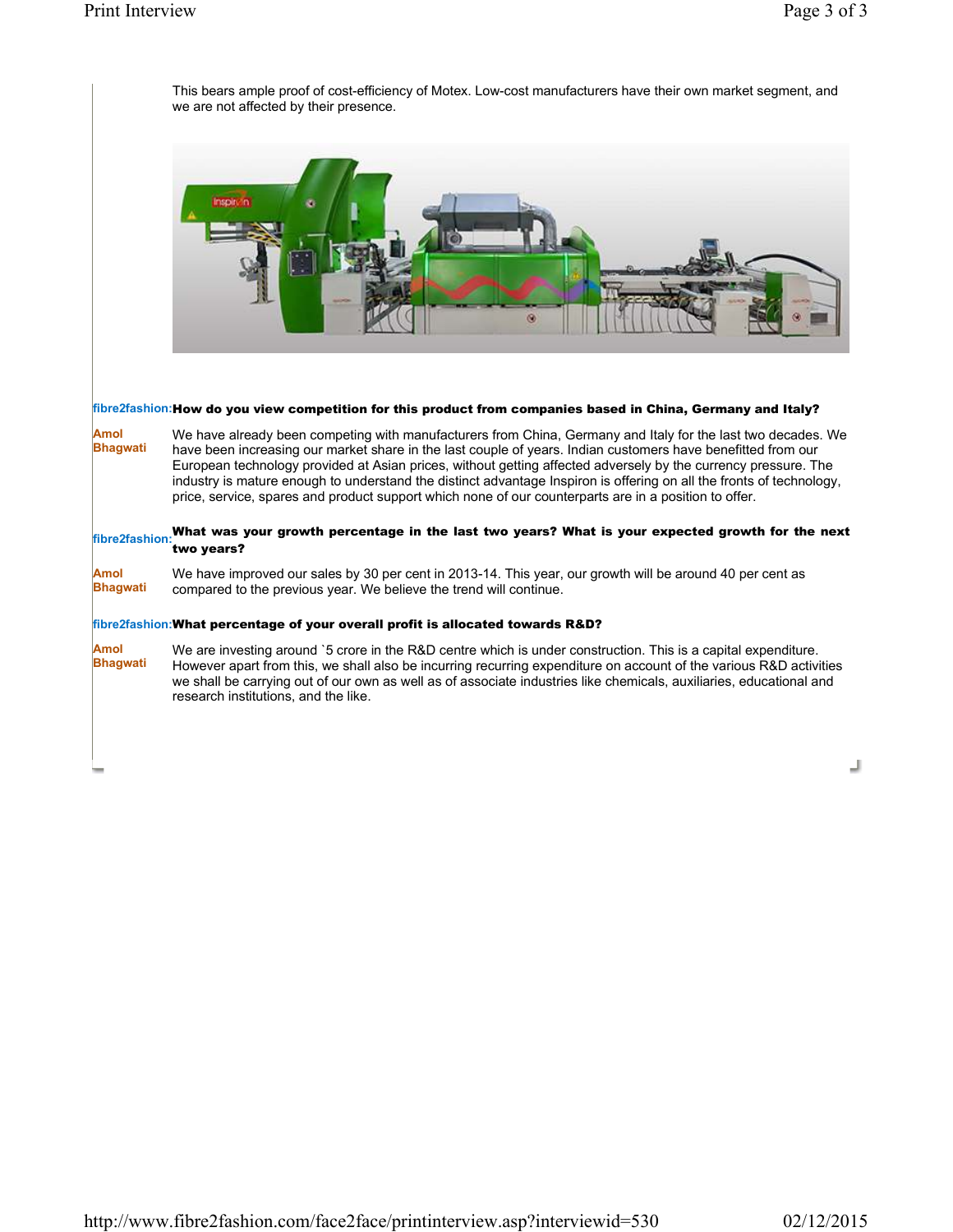This bears ample proof of cost-efficiency of Motex. Low-cost manufacturers have their own market segment, and we are not affected by their presence.

**fibre2fashion:** **How do you view competition for this product from companies based in China, Germany and Italy?**

**Amol Bhagwati** We have already been competing with manufacturers from China, Germany and Italy for the last two decades. We have been increasing our market share in the last couple of years. Indian customers have benefitted from our European technology provided at Asian prices, without getting affected adversely by the currency pressure. The industry is mature enough to understand the distinct advantage Inspiron is offering on all the fronts of technology, price, service, spares and product support which none of our counterparts are in a position to offer.

**fibre2fashion:** **What was your growth percentage in the last two years? What is your expected growth for the next two years?**

**Amol Bhagwati** We have improved our sales by 30 per cent in 2013-14. This year, our growth will be around 40 per cent as compared to the previous year. We believe the trend will continue.

**fibre2fashion:** **What percentage of your overall profit is allocated towards R&D?**

**Amol Bhagwati** We are investing around `5 crore in the R&D centre which is under construction. This is a capital expenditure. However apart from this, we shall also be incurring recurring expenditure on account of the various R&D activities we shall be carrying out of our own as well as of associate industries like chemicals, auxiliaries, educational and research institutions, and the like.